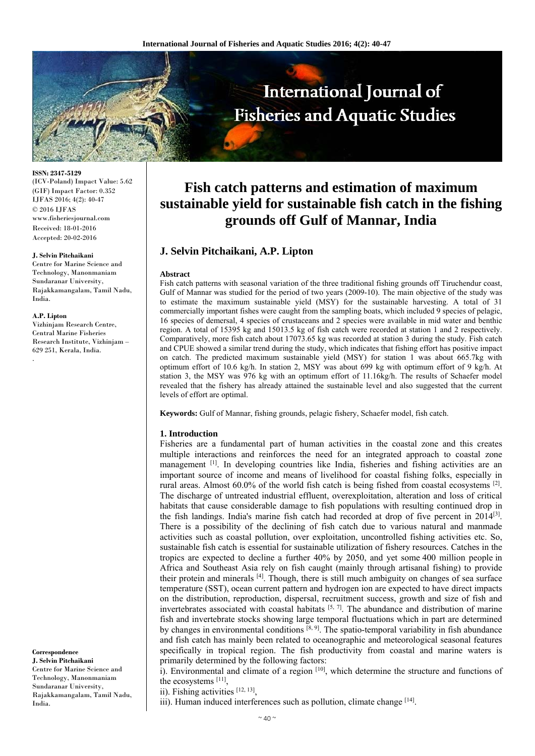**ISSN: 2347-5129**
(ICV-Poland) Impact Value: 5.62
(GIF) Impact Factor: 0.352
IJFAS 2016; 4(2): 40-47
© 2016 IJFAS
www.fisheriesjournal.com
Received: 18-01-2016
Accepted: 20-02-2016

**J. Selvin Pitchaikani**
Centre for Marine Science and Technology, Manonmaniam Sundaranar University, Rajakkamangalam, Tamil Nadu, India.

**A.P. Lipton**
Vizhinjam Research Centre, Central Marine Fisheries Research Institute, Vizhinjam – 629 251, Kerala, India.

**Correspondence**
**J. Selvin Pitchaikani**
Centre for Marine Science and Technology, Manonmaniam Sundaranar University, Rajakkamangalam, Tamil Nadu, India.

# Fish catch patterns and estimation of maximum sustainable yield for sustainable fish catch in the fishing grounds off Gulf of Mannar, India

## J. Selvin Pitchaikani, A.P. Lipton

**Abstract**
Fish catch patterns with seasonal variation of the three traditional fishing grounds off Tiruchendur coast, Gulf of Mannar was studied for the period of two years (2009-10). The main objective of the study was to estimate the maximum sustainable yield (MSY) for the sustainable harvesting. A total of 31 commercially important fishes were caught from the sampling boats, which included 9 species of pelagic, 16 species of demersal, 4 species of crustaceans and 2 species were available in mid water and benthic region. A total of 15395 kg and 15013.5 kg of fish catch were recorded at station 1 and 2 respectively. Comparatively, more fish catch about 17073.65 kg was recorded at station 3 during the study. Fish catch and CPUE showed a similar trend during the study, which indicates that fishing effort has positive impact on catch. The predicted maximum sustainable yield (MSY) for station 1 was about 665.7kg with optimum effort of 10.6 kg/h. In station 2, MSY was about 699 kg with optimum effort of 9 kg/h. At station 3, the MSY was 976 kg with an optimum effort of 11.16kg/h. The results of Schaefer model revealed that the fishery has already attained the sustainable level and also suggested that the current levels of effort are optimal.

**Keywords:** Gulf of Mannar, fishing grounds, pelagic fishery, Schaefer model, fish catch.

### 1. Introduction

Fisheries are a fundamental part of human activities in the coastal zone and this creates multiple interactions and reinforces the need for an integrated approach to coastal zone management [1]. In developing countries like India, fisheries and fishing activities are an important source of income and means of livelihood for coastal fishing folks, especially in rural areas. Almost 60.0% of the world fish catch is being fished from coastal ecosystems [2]. The discharge of untreated industrial effluent, overexploitation, alteration and loss of critical habitats that cause considerable damage to fish populations with resulting continued drop in the fish landings. India's marine fish catch had recorded at drop of five percent in 2014[3]. There is a possibility of the declining of fish catch due to various natural and manmade activities such as coastal pollution, over exploitation, uncontrolled fishing activities etc. So, sustainable fish catch is essential for sustainable utilization of fishery resources. Catches in the tropics are expected to decline a further 40% by 2050, and yet some 400 million people in Africa and Southeast Asia rely on fish caught (mainly through artisanal fishing) to provide their protein and minerals [4]. Though, there is still much ambiguity on changes of sea surface temperature (SST), ocean current pattern and hydrogen ion are expected to have direct impacts on the distribution, reproduction, dispersal, recruitment success, growth and size of fish and invertebrates associated with coastal habitats [5, 7]. The abundance and distribution of marine fish and invertebrate stocks showing large temporal fluctuations which in part are determined by changes in environmental conditions [8, 9]. The spatio-temporal variability in fish abundance and fish catch has mainly been related to oceanographic and meteorological seasonal features specifically in tropical region. The fish productivity from coastal and marine waters is primarily determined by the following factors:

i). Environmental and climate of a region [10], which determine the structure and functions of the ecosystems [11],
ii). Fishing activities [12, 13],
iii). Human induced interferences such as pollution, climate change [14].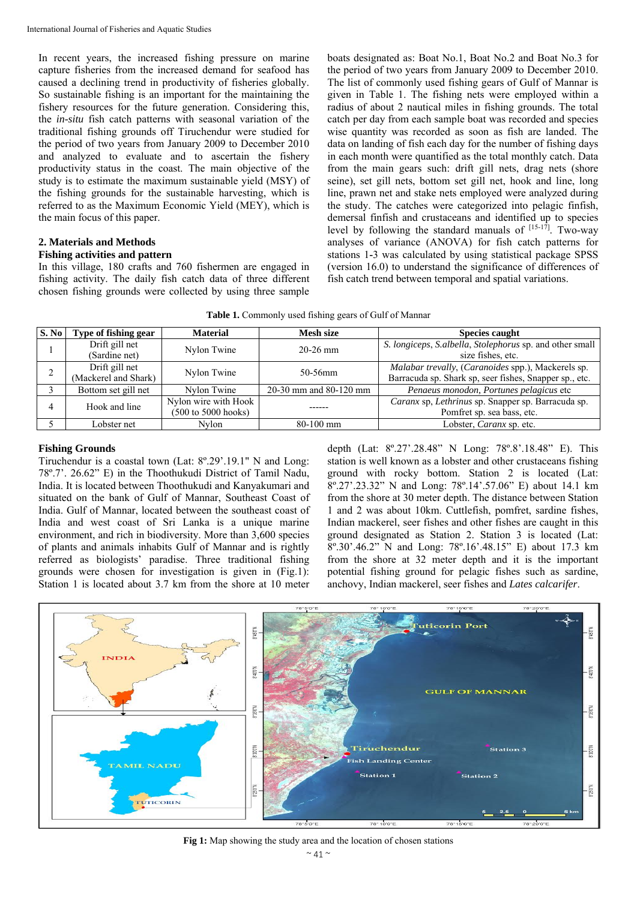In recent years, the increased fishing pressure on marine capture fisheries from the increased demand for seafood has caused a declining trend in productivity of fisheries globally. So sustainable fishing is an important for the maintaining the fishery resources for the future generation. Considering this, the *in-situ* fish catch patterns with seasonal variation of the traditional fishing grounds off Tiruchendur were studied for the period of two years from January 2009 to December 2010 and analyzed to evaluate and to ascertain the fishery productivity status in the coast. The main objective of the study is to estimate the maximum sustainable yield (MSY) of the fishing grounds for the sustainable harvesting, which is referred to as the Maximum Economic Yield (MEY), which is the main focus of this paper.

## 2. Materials and Methods

### Fishing activities and pattern

In this village, 180 crafts and 760 fishermen are engaged in fishing activity. The daily fish catch data of three different chosen fishing grounds were collected by using three sample boats designated as: Boat No.1, Boat No.2 and Boat No.3 for the period of two years from January 2009 to December 2010. The list of commonly used fishing gears of Gulf of Mannar is given in Table 1. The fishing nets were employed within a radius of about 2 nautical miles in fishing grounds. The total catch per day from each sample boat was recorded and species wise quantity was recorded as soon as fish are landed. The data on landing of fish each day for the number of fishing days in each month were quantified as the total monthly catch. Data from the main gears such: drift gill nets, drag nets (shore seine), set gill nets, bottom set gill net, hook and line, long line, prawn net and stake nets employed were analyzed during the study. The catches were categorized into pelagic finfish, demersal finfish and crustaceans and identified up to species level by following the standard manuals of [15-17]. Two-way analyses of variance (ANOVA) for fish catch patterns for stations 1-3 was calculated by using statistical package SPSS (version 16.0) to understand the significance of differences of fish catch trend between temporal and spatial variations.

**Table 1.** Commonly used fishing gears of Gulf of Mannar

| S. No | Type of fishing gear | Material | Mesh size | Species caught |
|---|---|---|---|---|
| 1 | Drift gill net (Sardine net) | Nylon Twine | 20-26 mm | *S. longiceps*, *S.albella*, *Stolephorus* sp. and other small size fishes, etc. |
| 2 | Drift gill net (Mackerel and Shark) | Nylon Twine | 50-56mm | *Malabar trevally*, (*Caranoides* spp.), Mackerels sp. Barracuda sp. Shark sp, seer fishes, Snapper sp., etc. |
| 3 | Bottom set gill net | Nylon Twine | 20-30 mm and 80-120 mm | *Penaeus monodon*, *Portunes pelagicus* etc |
| 4 | Hook and line | Nylon wire with Hook (500 to 5000 hooks) | ------ | *Caranx* sp, *Lethrinus* sp. Snapper sp. Barracuda sp. Pomfret sp. sea bass, etc. |
| 5 | Lobster net | Nylon | 80-100 mm | Lobster, *Caranx* sp. etc. |

### Fishing Grounds

Tiruchendur is a coastal town (Lat: 8º.29'.19.1" N and Long: 78º.7'. 26.62" E) in the Thoothukudi District of Tamil Nadu, India. It is located between Thoothukudi and Kanyakumari and situated on the bank of Gulf of Mannar, Southeast Coast of India. Gulf of Mannar, located between the southeast coast of India and west coast of Sri Lanka is a unique marine environment, and rich in biodiversity. More than 3,600 species of plants and animals inhabits Gulf of Mannar and is rightly referred as biologists' paradise. Three traditional fishing grounds were chosen for investigation is given in (Fig.1): Station 1 is located about 3.7 km from the shore at 10 meter depth (Lat: 8º.27'.28.48" N Long: 78º.8'.18.48" E). This station is well known as a lobster and other crustaceans fishing ground with rocky bottom. Station 2 is located (Lat: 8º.27'.23.32" N and Long: 78º.14'.57.06" E) about 14.1 km from the shore at 30 meter depth. The distance between Station 1 and 2 was about 10km. Cuttlefish, pomfret, sardine fishes, Indian mackerel, seer fishes and other fishes are caught in this ground designated as Station 2. Station 3 is located (Lat: 8º.30'.46.2" N and Long: 78º.16'.48.15" E) about 17.3 km from the shore at 32 meter depth and it is the important potential fishing ground for pelagic fishes such as sardine, anchovy, Indian mackerel, seer fishes and *Lates calcarifer*.

**Fig 1:** Map showing the study area and the location of chosen stations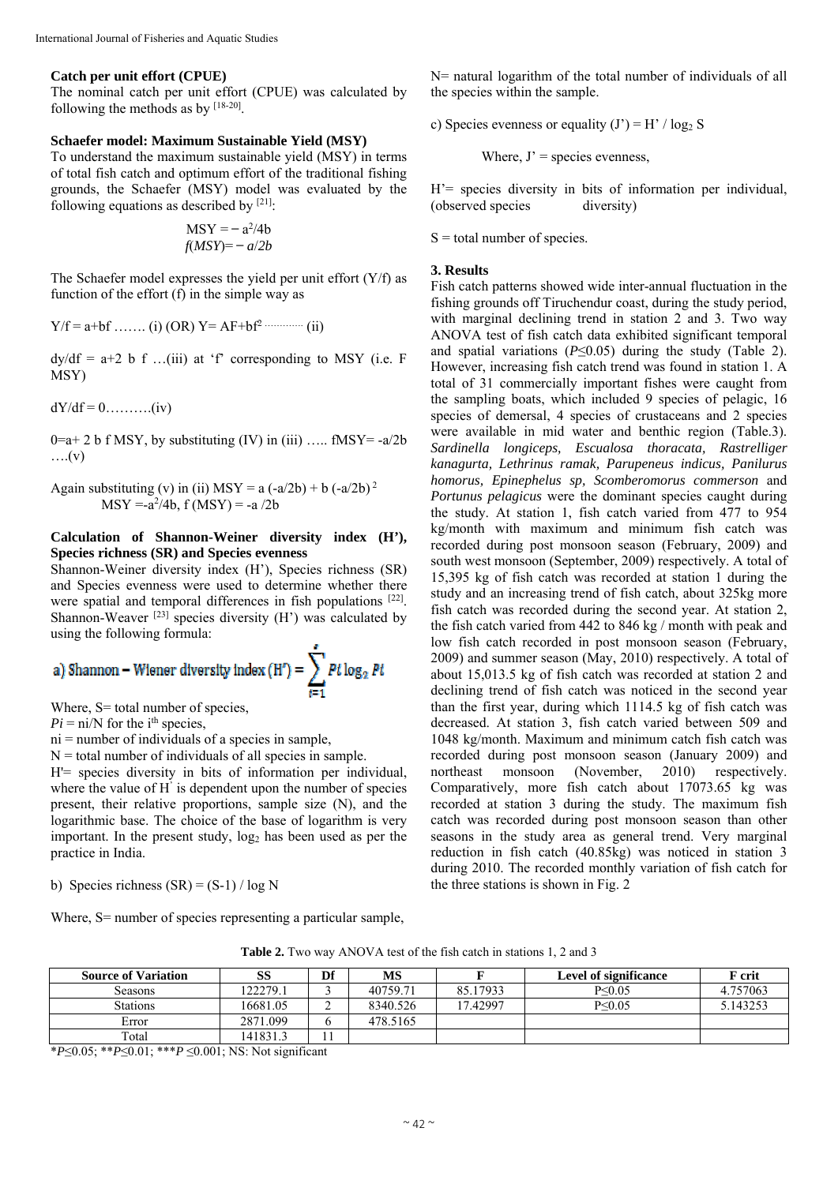**Catch per unit effort (CPUE)**

The nominal catch per unit effort (CPUE) was calculated by following the methods as by [18-20].

**Schaefer model: Maximum Sustainable Yield (MSY)**

To understand the maximum sustainable yield (MSY) in terms of total fish catch and optimum effort of the traditional fishing grounds, the Schaefer (MSY) model was evaluated by the following equations as described by [21]:

$$MSY = -a^2/4b$$
$$f(MSY) = -a/2b$$

The Schaefer model expresses the yield per unit effort (Y/f) as function of the effort (f) in the simple way as

$Y/f = a+bf$ ……. (i) (OR) $Y= AF+bf^2$ ………… (ii)

$dy/df = a+2\ b\ f$ …(iii) at 'f' corresponding to MSY (i.e. F MSY)

$dY/df = 0$……….(iv)

$0=a+ 2\ b\ f\ MSY$, by substituting (IV) in (iii) ….. $fMSY= -a/2b$ ….(v)

Again substituting (v) in (ii) $MSY = a\ (-a/2b) + b\ (-a/2b)^2$
$MSY =-a^2/4b$, $f\ (MSY) = -a\ /2b$

**Calculation of Shannon-Weiner diversity index (H'), Species richness (SR) and Species evenness**

Shannon-Weiner diversity index (H'), Species richness (SR) and Species evenness were used to determine whether there were spatial and temporal differences in fish populations [22]. Shannon-Weaver [23] species diversity (H') was calculated by using the following formula:

a) Shannon – Wiener diversity index $(H') = \sum_{i=1}^{s} Pi \log_2 Pi$

Where, S= total number of species,
$Pi = ni/N$ for the $i^{th}$ species,
ni = number of individuals of a species in sample,
N = total number of individuals of all species in sample.
H'= species diversity in bits of information per individual, where the value of H' is dependent upon the number of species present, their relative proportions, sample size (N), and the logarithmic base. The choice of the base of logarithm is very important. In the present study, $\log_2$ has been used as per the practice in India.

b) Species richness (SR) = (S-1) / log N

Where, S= number of species representing a particular sample,

N= natural logarithm of the total number of individuals of all the species within the sample.

c) Species evenness or equality (J') = H' / $\log_2$ S

Where, J' = species evenness,

H'= species diversity in bits of information per individual, (observed species diversity)

S = total number of species.

## 3. Results

Fish catch patterns showed wide inter-annual fluctuation in the fishing grounds off Tiruchendur coast, during the study period, with marginal declining trend in station 2 and 3. Two way ANOVA test of fish catch data exhibited significant temporal and spatial variations ($P≤0.05$) during the study (Table 2). However, increasing fish catch trend was found in station 1. A total of 31 commercially important fishes were caught from the sampling boats, which included 9 species of pelagic, 16 species of demersal, 4 species of crustaceans and 2 species were available in mid water and benthic region (Table.3). *Sardinella longiceps, Escualosa thoracata, Rastrelliger kanagurta, Lethrinus ramak, Parupeneus indicus, Panilurus homorus, Epinephelus sp, Scomberomorus commerson* and *Portunus pelagicus* were the dominant species caught during the study. At station 1, fish catch varied from 477 to 954 kg/month with maximum and minimum fish catch was recorded during post monsoon season (February, 2009) and south west monsoon (September, 2009) respectively. A total of 15,395 kg of fish catch was recorded at station 1 during the study and an increasing trend of fish catch, about 325kg more fish catch was recorded during the second year. At station 2, the fish catch varied from 442 to 846 kg / month with peak and low fish catch recorded in post monsoon season (February, 2009) and summer season (May, 2010) respectively. A total of about 15,013.5 kg of fish catch was recorded at station 2 and declining trend of fish catch was noticed in the second year than the first year, during which 1114.5 kg of fish catch was decreased. At station 3, fish catch varied between 509 and 1048 kg/month. Maximum and minimum catch fish catch was recorded during post monsoon season (January 2009) and northeast monsoon (November, 2010) respectively. Comparatively, more fish catch about 17073.65 kg was recorded at station 3 during the study. The maximum fish catch was recorded during post monsoon season than other seasons in the study area as general trend. Very marginal reduction in fish catch (40.85kg) was noticed in station 3 during 2010. The recorded monthly variation of fish catch for the three stations is shown in Fig. 2

**Table 2.** Two way ANOVA test of the fish catch in stations 1, 2 and 3

| Source of Variation | SS | Df | MS | F | Level of significance | F crit |
|---|---|---|---|---|---|---|
| Seasons | 122279.1 | 3 | 40759.71 | 85.17933 | P≤0.05 | 4.757063 |
| Stations | 16681.05 | 2 | 8340.526 | 17.42997 | P≤0.05 | 5.143253 |
| Error | 2871.099 | 6 | 478.5165 | | | |
| Total | 141831.3 | 11 | | | | |

*$P≤0.05$; **$P≤0.01$; ***$P≤0.001$; NS: Not significant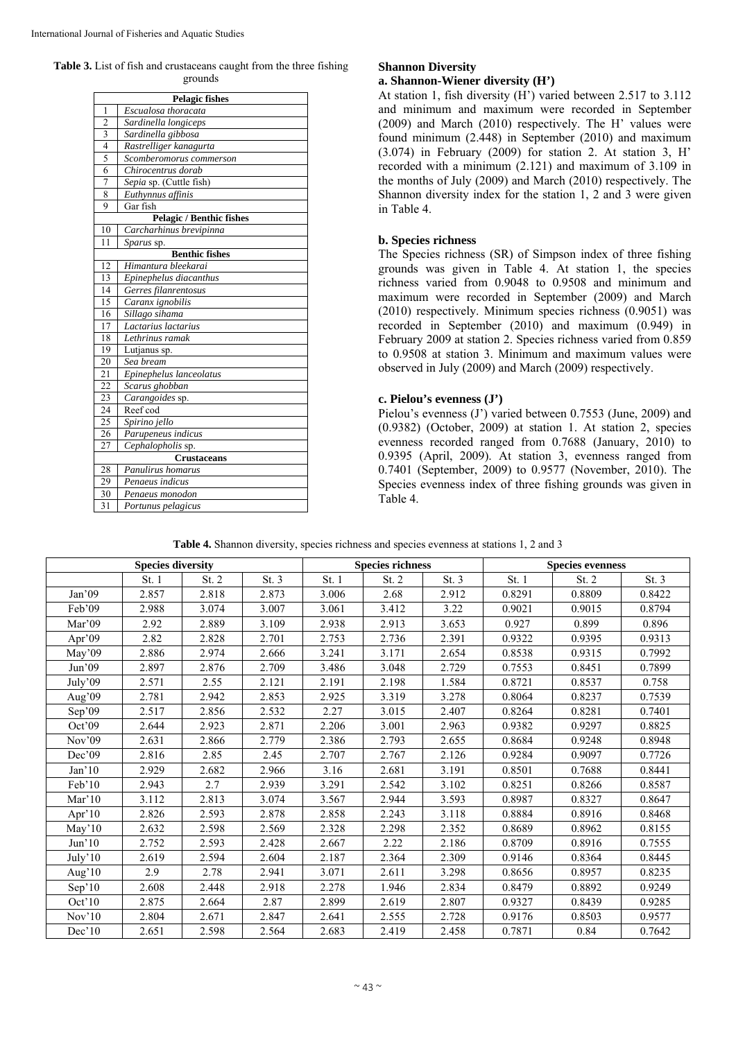**Table 3.** List of fish and crustaceans caught from the three fishing grounds

| | |
|---|---|
| | **Pelagic fishes** |
| 1 | *Escualosa thoracata* |
| 2 | *Sardinella longiceps* |
| 3 | *Sardinella gibbosa* |
| 4 | *Rastrelliger kanagurta* |
| 5 | *Scomberomorus commerson* |
| 6 | *Chirocentrus dorab* |
| 7 | *Sepia* sp. (Cuttle fish) |
| 8 | *Euthynnus affinis* |
| 9 | Gar fish |
| | **Pelagic / Benthic fishes** |
| 10 | *Carcharhinus brevipinna* |
| 11 | *Sparus* sp. |
| | **Benthic fishes** |
| 12 | *Himantura bleekarai* |
| 13 | *Epinephelus diacanthus* |
| 14 | *Gerres filanrentosus* |
| 15 | *Caranx ignobilis* |
| 16 | *Sillago sihama* |
| 17 | *Lactarius lactarius* |
| 18 | *Lethrinus ramak* |
| 19 | Lutjanus sp. |
| 20 | *Sea bream* |
| 21 | *Epinephelus lanceolatus* |
| 22 | *Scarus ghobban* |
| 23 | *Carangoides* sp. |
| 24 | Reef cod |
| 25 | *Spirino jello* |
| 26 | *Parupeneus indicus* |
| 27 | *Cephalopholis* sp. |
| | **Crustaceans** |
| 28 | *Panulirus homarus* |
| 29 | *Penaeus indicus* |
| 30 | *Penaeus monodon* |
| 31 | *Portunus pelagicus* |

### Shannon Diversity

#### a. Shannon-Wiener diversity (H')

At station 1, fish diversity (H') varied between 2.517 to 3.112 and minimum and maximum were recorded in September (2009) and March (2010) respectively. The H' values were found minimum (2.448) in September (2010) and maximum (3.074) in February (2009) for station 2. At station 3, H' recorded with a minimum (2.121) and maximum of 3.109 in the months of July (2009) and March (2010) respectively. The Shannon diversity index for the station 1, 2 and 3 were given in Table 4.

#### b. Species richness

The Species richness (SR) of Simpson index of three fishing grounds was given in Table 4. At station 1, the species richness varied from 0.9048 to 0.9508 and minimum and maximum were recorded in September (2009) and March (2010) respectively. Minimum species richness (0.9051) was recorded in September (2010) and maximum (0.949) in February 2009 at station 2. Species richness varied from 0.859 to 0.9508 at station 3. Minimum and maximum values were observed in July (2009) and March (2009) respectively.

#### c. Pielou's evenness (J')

Pielou's evenness (J') varied between 0.7553 (June, 2009) and (0.9382) (October, 2009) at station 1. At station 2, species evenness recorded ranged from 0.7688 (January, 2010) to 0.9395 (April, 2009). At station 3, evenness ranged from 0.7401 (September, 2009) to 0.9577 (November, 2010). The Species evenness index of three fishing grounds was given in Table 4.

**Table 4.** Shannon diversity, species richness and species evenness at stations 1, 2 and 3

| | Species diversity | | | Species richness | | | Species evenness | | |
|---|---|---|---|---|---|---|---|---|---|
| | St. 1 | St. 2 | St. 3 | St. 1 | St. 2 | St. 3 | St. 1 | St. 2 | St. 3 |
| Jan'09 | 2.857 | 2.818 | 2.873 | 3.006 | 2.68 | 2.912 | 0.8291 | 0.8809 | 0.8422 |
| Feb'09 | 2.988 | 3.074 | 3.007 | 3.061 | 3.412 | 3.22 | 0.9021 | 0.9015 | 0.8794 |
| Mar'09 | 2.92 | 2.889 | 3.109 | 2.938 | 2.913 | 3.653 | 0.927 | 0.899 | 0.896 |
| Apr'09 | 2.82 | 2.828 | 2.701 | 2.753 | 2.736 | 2.391 | 0.9322 | 0.9395 | 0.9313 |
| May'09 | 2.886 | 2.974 | 2.666 | 3.241 | 3.171 | 2.654 | 0.8538 | 0.9315 | 0.7992 |
| Jun'09 | 2.897 | 2.876 | 2.709 | 3.486 | 3.048 | 2.729 | 0.7553 | 0.8451 | 0.7899 |
| July'09 | 2.571 | 2.55 | 2.121 | 2.191 | 2.198 | 1.584 | 0.8721 | 0.8537 | 0.758 |
| Aug'09 | 2.781 | 2.942 | 2.853 | 2.925 | 3.319 | 3.278 | 0.8064 | 0.8237 | 0.7539 |
| Sep'09 | 2.517 | 2.856 | 2.532 | 2.27 | 3.015 | 2.407 | 0.8264 | 0.8281 | 0.7401 |
| Oct'09 | 2.644 | 2.923 | 2.871 | 2.206 | 3.001 | 2.963 | 0.9382 | 0.9297 | 0.8825 |
| Nov'09 | 2.631 | 2.866 | 2.779 | 2.386 | 2.793 | 2.655 | 0.8684 | 0.9248 | 0.8948 |
| Dec'09 | 2.816 | 2.85 | 2.45 | 2.707 | 2.767 | 2.126 | 0.9284 | 0.9097 | 0.7726 |
| Jan'10 | 2.929 | 2.682 | 2.966 | 3.16 | 2.681 | 3.191 | 0.8501 | 0.7688 | 0.8441 |
| Feb'10 | 2.943 | 2.7 | 2.939 | 3.291 | 2.542 | 3.102 | 0.8251 | 0.8266 | 0.8587 |
| Mar'10 | 3.112 | 2.813 | 3.074 | 3.567 | 2.944 | 3.593 | 0.8987 | 0.8327 | 0.8647 |
| Apr'10 | 2.826 | 2.593 | 2.878 | 2.858 | 2.243 | 3.118 | 0.8884 | 0.8916 | 0.8468 |
| May'10 | 2.632 | 2.598 | 2.569 | 2.328 | 2.298 | 2.352 | 0.8689 | 0.8962 | 0.8155 |
| Jun'10 | 2.752 | 2.593 | 2.428 | 2.667 | 2.22 | 2.186 | 0.8709 | 0.8916 | 0.7555 |
| July'10 | 2.619 | 2.594 | 2.604 | 2.187 | 2.364 | 2.309 | 0.9146 | 0.8364 | 0.8445 |
| Aug'10 | 2.9 | 2.78 | 2.941 | 3.071 | 2.611 | 3.298 | 0.8656 | 0.8957 | 0.8235 |
| Sep'10 | 2.608 | 2.448 | 2.918 | 2.278 | 1.946 | 2.834 | 0.8479 | 0.8892 | 0.9249 |
| Oct'10 | 2.875 | 2.664 | 2.87 | 2.899 | 2.619 | 2.807 | 0.9327 | 0.8439 | 0.9285 |
| Nov'10 | 2.804 | 2.671 | 2.847 | 2.641 | 2.555 | 2.728 | 0.9176 | 0.8503 | 0.9577 |
| Dec'10 | 2.651 | 2.598 | 2.564 | 2.683 | 2.419 | 2.458 | 0.7871 | 0.84 | 0.7642 |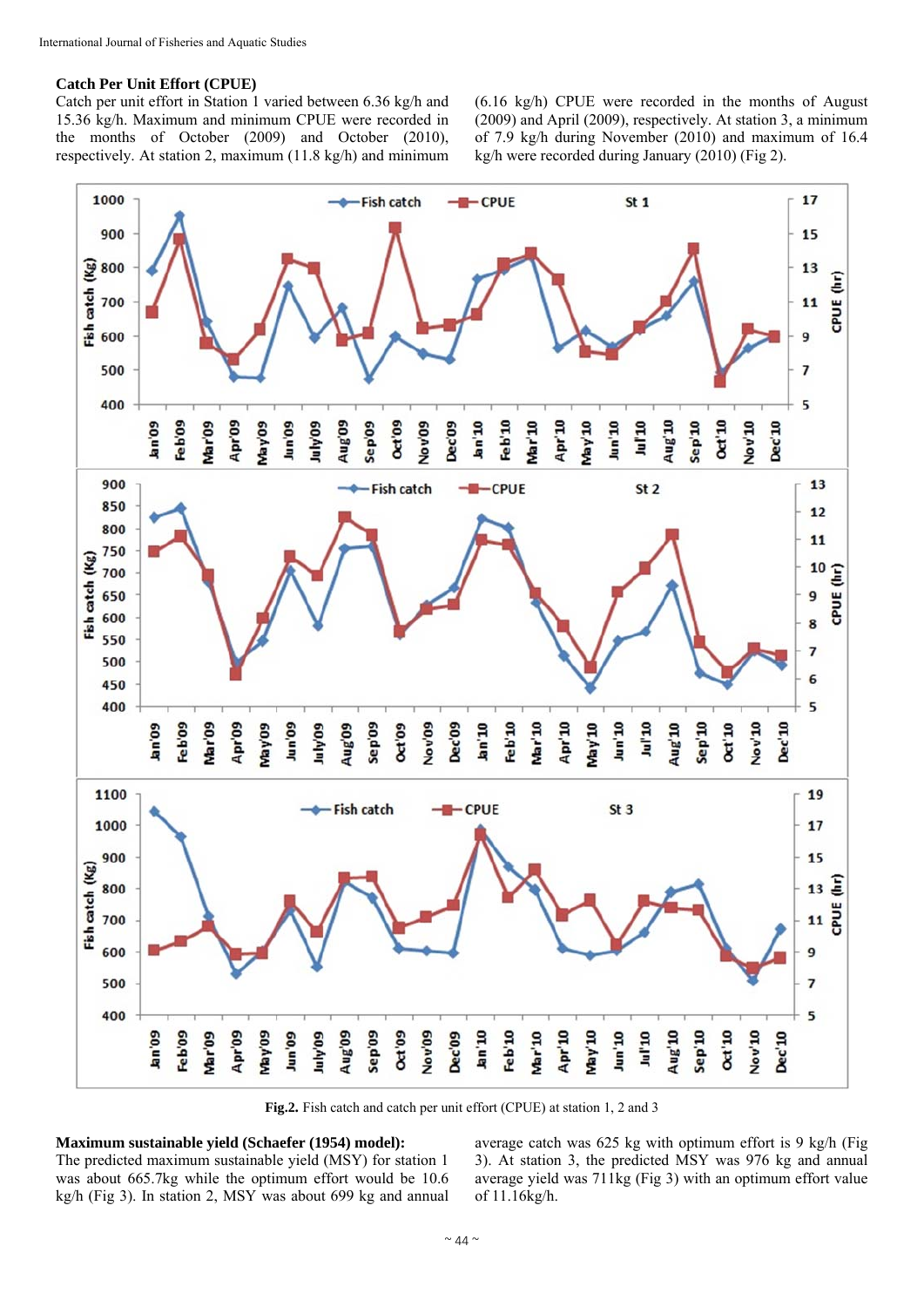### Catch Per Unit Effort (CPUE)

Catch per unit effort in Station 1 varied between 6.36 kg/h and 15.36 kg/h. Maximum and minimum CPUE were recorded in the months of October (2009) and October (2010), respectively. At station 2, maximum (11.8 kg/h) and minimum (6.16 kg/h) CPUE were recorded in the months of August (2009) and April (2009), respectively. At station 3, a minimum of 7.9 kg/h during November (2010) and maximum of 16.4 kg/h were recorded during January (2010) (Fig 2).

**Fig.2.** Fish catch and catch per unit effort (CPUE) at station 1, 2 and 3

### Maximum sustainable yield (Schaefer (1954) model):

The predicted maximum sustainable yield (MSY) for station 1 was about 665.7kg while the optimum effort would be 10.6 kg/h (Fig 3). In station 2, MSY was about 699 kg and annual average catch was 625 kg with optimum effort is 9 kg/h (Fig 3). At station 3, the predicted MSY was 976 kg and annual average yield was 711kg (Fig 3) with an optimum effort value of 11.16kg/h.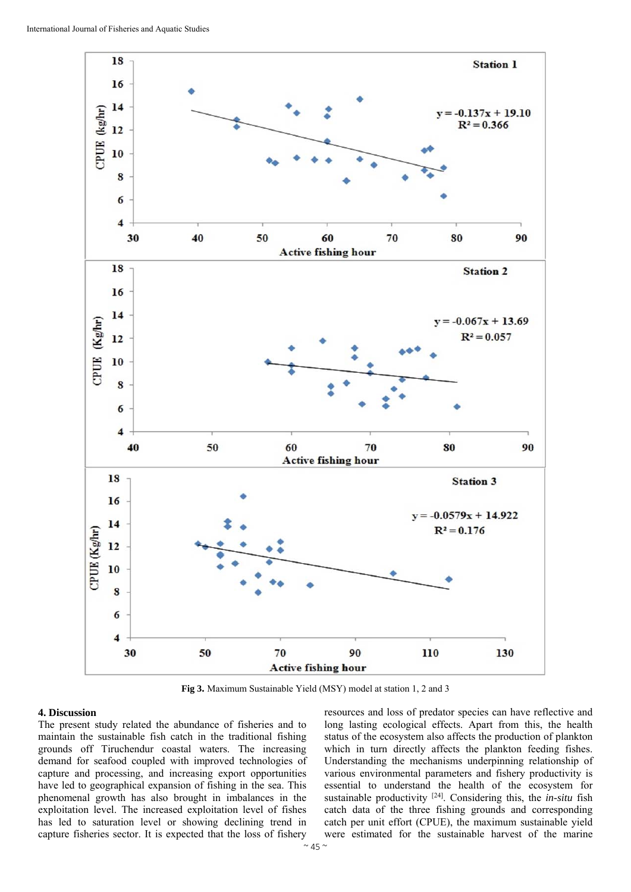Fig 3. Maximum Sustainable Yield (MSY) model at station 1, 2 and 3

## 4. Discussion

The present study related the abundance of fisheries and to maintain the sustainable fish catch in the traditional fishing grounds off Tiruchendur coastal waters. The increasing demand for seafood coupled with improved technologies of capture and processing, and increasing export opportunities have led to geographical expansion of fishing in the sea. This phenomenal growth has also brought in imbalances in the exploitation level. The increased exploitation level of fishes has led to saturation level or showing declining trend in capture fisheries sector. It is expected that the loss of fishery resources and loss of predator species can have reflective and long lasting ecological effects. Apart from this, the health status of the ecosystem also affects the production of plankton which in turn directly affects the plankton feeding fishes. Understanding the mechanisms underpinning relationship of various environmental parameters and fishery productivity is essential to understand the health of the ecosystem for sustainable productivity [24]. Considering this, the *in-situ* fish catch data of the three fishing grounds and corresponding catch per unit effort (CPUE), the maximum sustainable yield were estimated for the sustainable harvest of the marine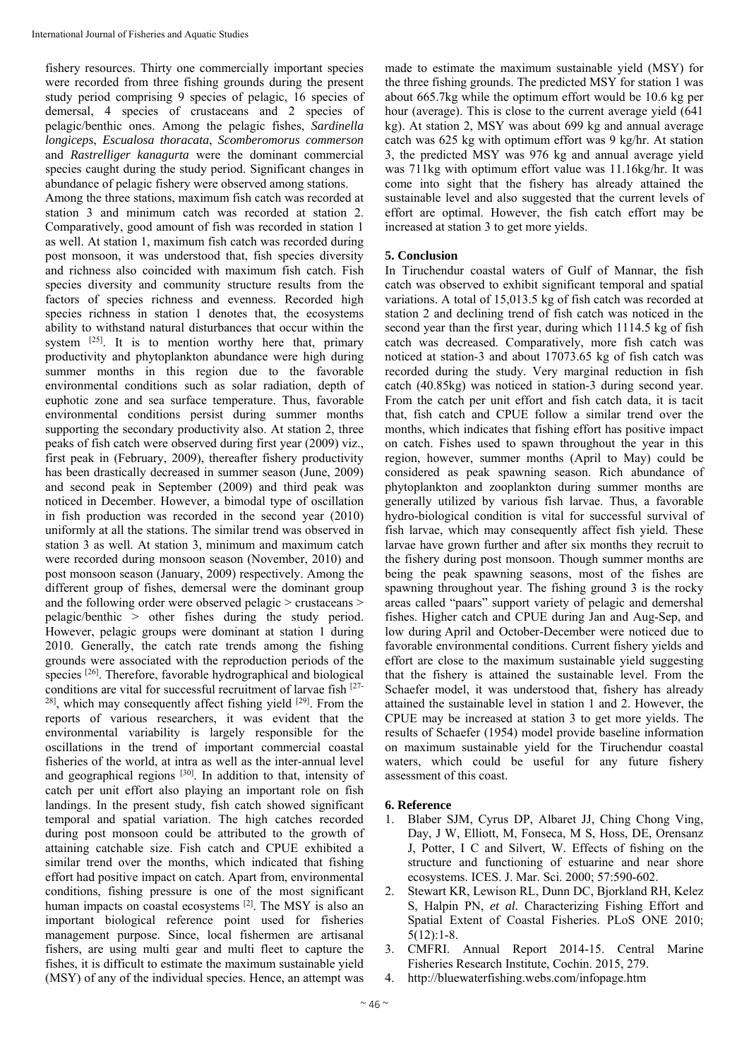fishery resources. Thirty one commercially important species were recorded from three fishing grounds during the present study period comprising 9 species of pelagic, 16 species of demersal, 4 species of crustaceans and 2 species of pelagic/benthic ones. Among the pelagic fishes, *Sardinella longiceps*, *Escualosa thoracata*, *Scomberomorus commerson* and *Rastrelliger kanagurta* were the dominant commercial species caught during the study period. Significant changes in abundance of pelagic fishery were observed among stations.

Among the three stations, maximum fish catch was recorded at station 3 and minimum catch was recorded at station 2. Comparatively, good amount of fish was recorded in station 1 as well. At station 1, maximum fish catch was recorded during post monsoon, it was understood that, fish species diversity and richness also coincided with maximum fish catch. Fish species diversity and community structure results from the factors of species richness and evenness. Recorded high species richness in station 1 denotes that, the ecosystems ability to withstand natural disturbances that occur within the system [25]. It is to mention worthy here that, primary productivity and phytoplankton abundance were high during summer months in this region due to the favorable environmental conditions such as solar radiation, depth of euphotic zone and sea surface temperature. Thus, favorable environmental conditions persist during summer months supporting the secondary productivity also. At station 2, three peaks of fish catch were observed during first year (2009) viz., first peak in (February, 2009), thereafter fishery productivity has been drastically decreased in summer season (June, 2009) and second peak in September (2009) and third peak was noticed in December. However, a bimodal type of oscillation in fish production was recorded in the second year (2010) uniformly at all the stations. The similar trend was observed in station 3 as well. At station 3, minimum and maximum catch were recorded during monsoon season (November, 2010) and post monsoon season (January, 2009) respectively. Among the different group of fishes, demersal were the dominant group and the following order were observed pelagic > crustaceans > pelagic/benthic > other fishes during the study period. However, pelagic groups were dominant at station 1 during 2010. Generally, the catch rate trends among the fishing grounds were associated with the reproduction periods of the species [26]. Therefore, favorable hydrographical and biological conditions are vital for successful recruitment of larvae fish [27-28], which may consequently affect fishing yield [29]. From the reports of various researchers, it was evident that the environmental variability is largely responsible for the oscillations in the trend of important commercial coastal fisheries of the world, at intra as well as the inter-annual level and geographical regions [30]. In addition to that, intensity of catch per unit effort also playing an important role on fish landings. In the present study, fish catch showed significant temporal and spatial variation. The high catches recorded during post monsoon could be attributed to the growth of attaining catchable size. Fish catch and CPUE exhibited a similar trend over the months, which indicated that fishing effort had positive impact on catch. Apart from, environmental conditions, fishing pressure is one of the most significant human impacts on coastal ecosystems [2]. The MSY is also an important biological reference point used for fisheries management purpose. Since, local fishermen are artisanal fishers, are using multi gear and multi fleet to capture the fishes, it is difficult to estimate the maximum sustainable yield (MSY) of any of the individual species. Hence, an attempt was made to estimate the maximum sustainable yield (MSY) for the three fishing grounds. The predicted MSY for station 1 was about 665.7kg while the optimum effort would be 10.6 kg per hour (average). This is close to the current average yield (641 kg). At station 2, MSY was about 699 kg and annual average catch was 625 kg with optimum effort was 9 kg/hr. At station 3, the predicted MSY was 976 kg and annual average yield was 711kg with optimum effort value was 11.16kg/hr. It was come into sight that the fishery has already attained the sustainable level and also suggested that the current levels of effort are optimal. However, the fish catch effort may be increased at station 3 to get more yields.

## 5. Conclusion

In Tiruchendur coastal waters of Gulf of Mannar, the fish catch was observed to exhibit significant temporal and spatial variations. A total of 15,013.5 kg of fish catch was recorded at station 2 and declining trend of fish catch was noticed in the second year than the first year, during which 1114.5 kg of fish catch was decreased. Comparatively, more fish catch was noticed at station-3 and about 17073.65 kg of fish catch was recorded during the study. Very marginal reduction in fish catch (40.85kg) was noticed in station-3 during second year. From the catch per unit effort and fish catch data, it is tacit that, fish catch and CPUE follow a similar trend over the months, which indicates that fishing effort has positive impact on catch. Fishes used to spawn throughout the year in this region, however, summer months (April to May) could be considered as peak spawning season. Rich abundance of phytoplankton and zooplankton during summer months are generally utilized by various fish larvae. Thus, a favorable hydro-biological condition is vital for successful survival of fish larvae, which may consequently affect fish yield. These larvae have grown further and after six months they recruit to the fishery during post monsoon. Though summer months are being the peak spawning seasons, most of the fishes are spawning throughout year. The fishing ground 3 is the rocky areas called "paars" support variety of pelagic and demershal fishes. Higher catch and CPUE during Jan and Aug-Sep, and low during April and October-December were noticed due to favorable environmental conditions. Current fishery yields and effort are close to the maximum sustainable yield suggesting that the fishery is attained the sustainable level. From the Schaefer model, it was understood that, fishery has already attained the sustainable level in station 1 and 2. However, the CPUE may be increased at station 3 to get more yields. The results of Schaefer (1954) model provide baseline information on maximum sustainable yield for the Tiruchendur coastal waters, which could be useful for any future fishery assessment of this coast.

## 6. Reference

1. Blaber SJM, Cyrus DP, Albaret JJ, Ching Chong Ving, Day, J W, Elliott, M, Fonseca, M S, Hoss, DE, Orensanz J, Potter, I C and Silvert, W. Effects of fishing on the structure and functioning of estuarine and near shore ecosystems. ICES. J. Mar. Sci. 2000; 57:590-602.
2. Stewart KR, Lewison RL, Dunn DC, Bjorkland RH, Kelez S, Halpin PN, *et al.* Characterizing Fishing Effort and Spatial Extent of Coastal Fisheries. PLoS ONE 2010; 5(12):1-8.
3. CMFRI. Annual Report 2014-15. Central Marine Fisheries Research Institute, Cochin. 2015, 279.
4. http://bluewaterfishing.webs.com/infopage.htm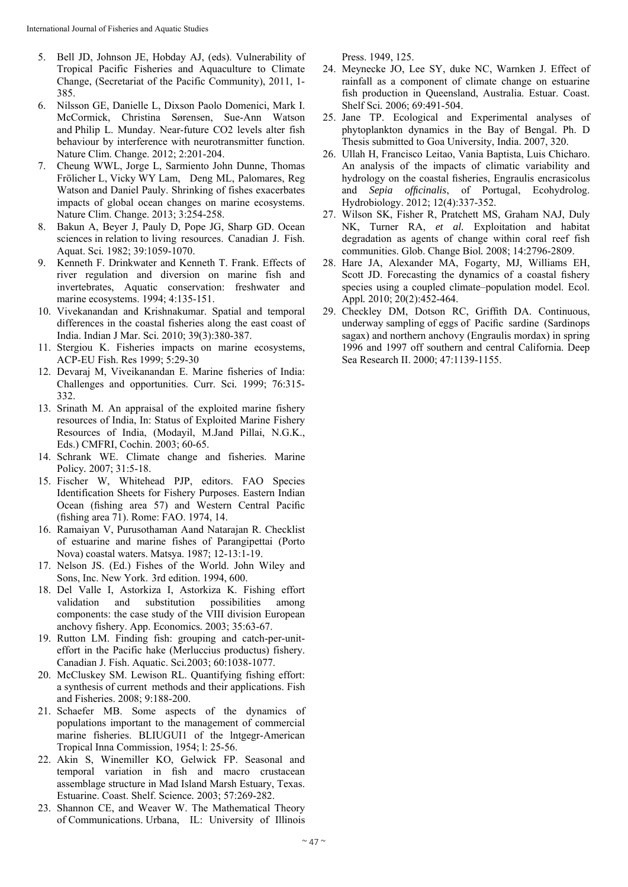5. Bell JD, Johnson JE, Hobday AJ, (eds). Vulnerability of Tropical Pacific Fisheries and Aquaculture to Climate Change, (Secretariat of the Pacific Community), 2011, 1-385.
6. Nilsson GE, Danielle L, Dixson Paolo Domenici, Mark I. McCormick, Christina Sørensen, Sue-Ann Watson and Philip L. Munday. Near-future CO2 levels alter fish behaviour by interference with neurotransmitter function. Nature Clim. Change. 2012; 2:201-204.
7. Cheung WWL, Jorge L, Sarmiento John Dunne, Thomas Frölicher L, Vicky WY Lam, Deng ML, Palomares, Reg Watson and Daniel Pauly. Shrinking of fishes exacerbates impacts of global ocean changes on marine ecosystems. Nature Clim. Change. 2013; 3:254-258.
8. Bakun A, Beyer J, Pauly D, Pope JG, Sharp GD. Ocean sciences in relation to living resources. Canadian J. Fish. Aquat. Sci. 1982; 39:1059-1070.
9. Kenneth F. Drinkwater and Kenneth T. Frank. Effects of river regulation and diversion on marine fish and invertebrates, Aquatic conservation: freshwater and marine ecosystems. 1994; 4:135-151.
10. Vivekanandan and Krishnakumar. Spatial and temporal differences in the coastal fisheries along the east coast of India. Indian J Mar. Sci. 2010; 39(3):380-387.
11. Stergiou K. Fisheries impacts on marine ecosystems, ACP-EU Fish. Res 1999; 5:29-30
12. Devaraj M, Viveikanandan E. Marine fisheries of India: Challenges and opportunities. Curr. Sci. 1999; 76:315-332.
13. Srinath M. An appraisal of the exploited marine fishery resources of India, In: Status of Exploited Marine Fishery Resources of India, (Modayil, M.Jand Pillai, N.G.K., Eds.) CMFRI, Cochin. 2003; 60-65.
14. Schrank WE. Climate change and fisheries. Marine Policy. 2007; 31:5-18.
15. Fischer W, Whitehead PJP, editors. FAO Species Identification Sheets for Fishery Purposes. Eastern Indian Ocean (fishing area 57) and Western Central Pacific (fishing area 71). Rome: FAO. 1974, 14.
16. Ramaiyan V, Purusothaman Aand Natarajan R. Checklist of estuarine and marine fishes of Parangipettai (Porto Nova) coastal waters. Matsya. 1987; 12-13:1-19.
17. Nelson JS. (Ed.) Fishes of the World. John Wiley and Sons, Inc. New York. 3rd edition. 1994, 600.
18. Del Valle I, Astorkiza I, Astorkiza K. Fishing effort validation and substitution possibilities among components: the case study of the VIII division European anchovy fishery. App. Economics. 2003; 35:63-67.
19. Rutton LM. Finding fish: grouping and catch-per-unit-effort in the Pacific hake (Merluccius productus) fishery. Canadian J. Fish. Aquatic. Sci.2003; 60:1038-1077.
20. McCluskey SM. Lewison RL. Quantifying fishing effort: a synthesis of current methods and their applications. Fish and Fisheries. 2008; 9:188-200.
21. Schaefer MB. Some aspects of the dynamics of populations important to the management of commercial marine fisheries. BLIUGUI1 of the lntgegr-American Tropical Inna Commission, 1954; l: 25-56.
22. Akin S, Winemiller KO, Gelwick FP. Seasonal and temporal variation in fish and macro crustacean assemblage structure in Mad Island Marsh Estuary, Texas. Estuarine. Coast. Shelf. Science. 2003; 57:269-282.
23. Shannon CE, and Weaver W. The Mathematical Theory of Communications. Urbana, IL: University of Illinois Press. 1949, 125.
24. Meynecke JO, Lee SY, duke NC, Warnken J. Effect of rainfall as a component of climate change on estuarine fish production in Queensland, Australia. Estuar. Coast. Shelf Sci. 2006; 69:491-504.
25. Jane TP. Ecological and Experimental analyses of phytoplankton dynamics in the Bay of Bengal. Ph. D Thesis submitted to Goa University, India. 2007, 320.
26. Ullah H, Francisco Leitao, Vania Baptista, Luis Chicharo. An analysis of the impacts of climatic variability and hydrology on the coastal fisheries, Engraulis encrasicolus and *Sepia officinalis*, of Portugal, Ecohydrolog. Hydrobiology. 2012; 12(4):337-352.
27. Wilson SK, Fisher R, Pratchett MS, Graham NAJ, Duly NK, Turner RA, *et al.* Exploitation and habitat degradation as agents of change within coral reef fish communities. Glob. Change Biol. 2008; 14:2796-2809.
28. Hare JA, Alexander MA, Fogarty, MJ, Williams EH, Scott JD. Forecasting the dynamics of a coastal fishery species using a coupled climate–population model. Ecol. Appl. 2010; 20(2):452-464.
29. Checkley DM, Dotson RC, Griffith DA. Continuous, underway sampling of eggs of Pacific sardine (Sardinops sagax) and northern anchovy (Engraulis mordax) in spring 1996 and 1997 off southern and central California. Deep Sea Research II. 2000; 47:1139-1155.